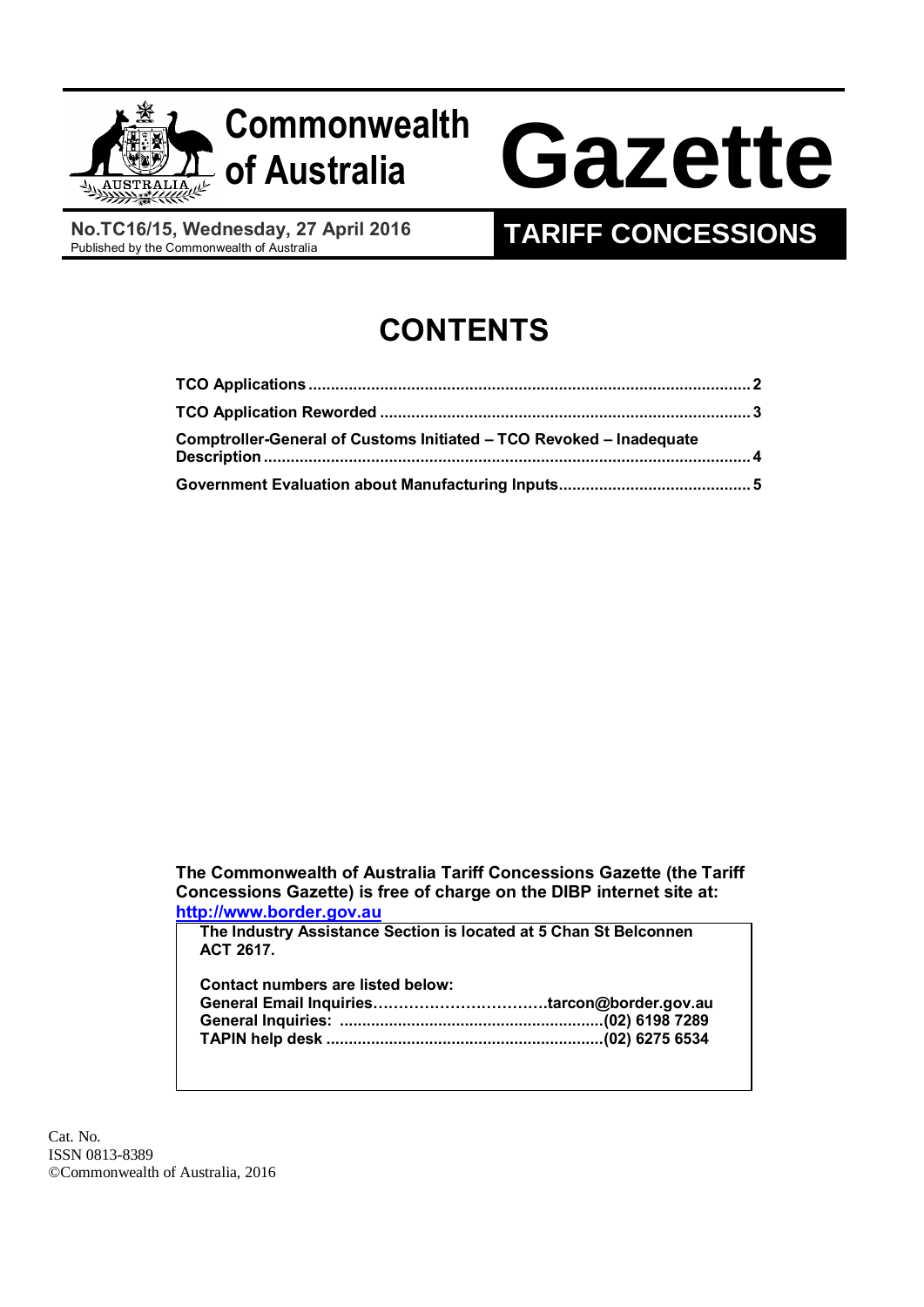# Commonwealth of Australia Gazette

**No.TC16/15, Wednesday, 27 April 2016**
Published by the Commonwealth of Australia

**TARIFF CONCESSIONS**

## CONTENTS

**TCO Applications** .......... 2
**TCO Application Reworded** .......... 3
**Comptroller-General of Customs Initiated – TCO Revoked – Inadequate Description** .......... 4
**Government Evaluation about Manufacturing Inputs** .......... 5

**The Commonwealth of Australia Tariff Concessions Gazette (the Tariff Concessions Gazette) is free of charge on the DIBP internet site at: http://www.border.gov.au**

**The Industry Assistance Section is located at 5 Chan St Belconnen ACT 2617.**

**Contact numbers are listed below:**
**General Email Inquiries……………………………tarcon@border.gov.au**
**General Inquiries: ..........................................................(02) 6198 7289**
**TAPIN help desk .............................................................(02) 6275 6534**

Cat. No.
ISSN 0813-8389
©Commonwealth of Australia, 2016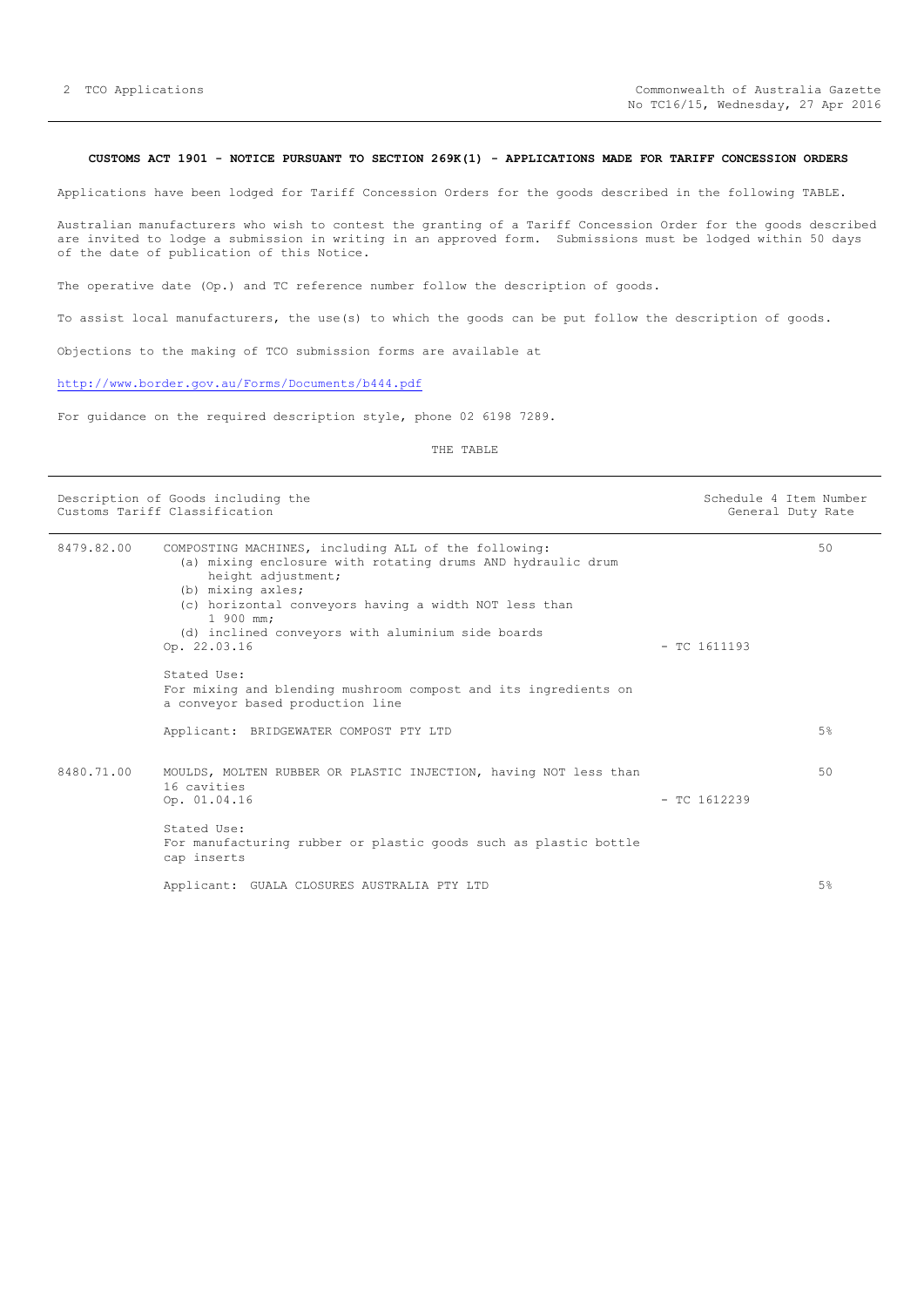**CUSTOMS ACT 1901 - NOTICE PURSUANT TO SECTION 269K(1) - APPLICATIONS MADE FOR TARIFF CONCESSION ORDERS**

Applications have been lodged for Tariff Concession Orders for the goods described in the following TABLE.

Australian manufacturers who wish to contest the granting of a Tariff Concession Order for the goods described are invited to lodge a submission in writing in an approved form. Submissions must be lodged within 50 days of the date of publication of this Notice.

The operative date (Op.) and TC reference number follow the description of goods.

To assist local manufacturers, the use(s) to which the goods can be put follow the description of goods.

Objections to the making of TCO submission forms are available at

http://www.border.gov.au/Forms/Documents/b444.pdf

For guidance on the required description style, phone 02 6198 7289.

THE TABLE

| Description of Goods including the Customs Tariff Classification | | | Schedule 4 Item Number General Duty Rate |
|---|---|---|---|
| 8479.82.00 | COMPOSTING MACHINES, including ALL of the following:<br>(a) mixing enclosure with rotating drums AND hydraulic drum height adjustment;<br>(b) mixing axles;<br>(c) horizontal conveyors having a width NOT less than 1 900 mm;<br>(d) inclined conveyors with aluminium side boards<br>Op. 22.03.16 | - TC 1611193 | 50 |
| | Stated Use:<br>For mixing and blending mushroom compost and its ingredients on a conveyor based production line | | |
| | Applicant: BRIDGEWATER COMPOST PTY LTD | | 5% |
| 8480.71.00 | MOULDS, MOLTEN RUBBER OR PLASTIC INJECTION, having NOT less than 16 cavities<br>Op. 01.04.16 | - TC 1612239 | 50 |
| | Stated Use:<br>For manufacturing rubber or plastic goods such as plastic bottle cap inserts | | |
| | Applicant: GUALA CLOSURES AUSTRALIA PTY LTD | | 5% |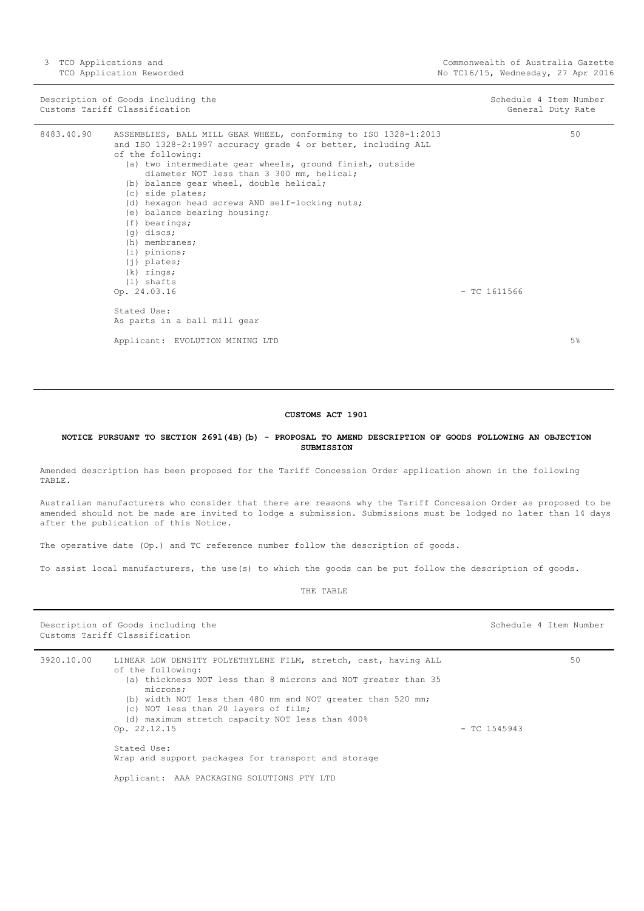| Description of Goods including the Customs Tariff Classification | | | Schedule 4 Item Number General Duty Rate |
|---|---|---|---|
| 8483.40.90 | ASSEMBLIES, BALL MILL GEAR WHEEL, conforming to ISO 1328-1:2013 and ISO 1328-2:1997 accuracy grade 4 or better, including ALL of the following:<br>(a) two intermediate gear wheels, ground finish, outside diameter NOT less than 3 300 mm, helical;<br>(b) balance gear wheel, double helical;<br>(c) side plates;<br>(d) hexagon head screws AND self-locking nuts;<br>(e) balance bearing housing;<br>(f) bearings;<br>(g) discs;<br>(h) membranes;<br>(i) pinions;<br>(j) plates;<br>(k) rings;<br>(l) shafts<br>Op. 24.03.16<br><br>Stated Use:<br>As parts in a ball mill gear<br><br>Applicant: EVOLUTION MINING LTD | - TC 1611566 | 50<br><br>5% |

**CUSTOMS ACT 1901**

**NOTICE PURSUANT TO SECTION 269L(4B)(b) - PROPOSAL TO AMEND DESCRIPTION OF GOODS FOLLOWING AN OBJECTION SUBMISSION**

Amended description has been proposed for the Tariff Concession Order application shown in the following TABLE.

Australian manufacturers who consider that there are reasons why the Tariff Concession Order as proposed to be amended should not be made are invited to lodge a submission. Submissions must be lodged no later than 14 days after the publication of this Notice.

The operative date (Op.) and TC reference number follow the description of goods.

To assist local manufacturers, the use(s) to which the goods can be put follow the description of goods.

THE TABLE

| Description of Goods including the Customs Tariff Classification | | | Schedule 4 Item Number |
|---|---|---|---|
| 3920.10.00 | LINEAR LOW DENSITY POLYETHYLENE FILM, stretch, cast, having ALL of the following:<br>(a) thickness NOT less than 8 microns and NOT greater than 35 microns;<br>(b) width NOT less than 480 mm and NOT greater than 520 mm;<br>(c) NOT less than 20 layers of film;<br>(d) maximum stretch capacity NOT less than 400%<br>Op. 22.12.15<br><br>Stated Use:<br>Wrap and support packages for transport and storage<br><br>Applicant: AAA PACKAGING SOLUTIONS PTY LTD | - TC 1545943 | 50 |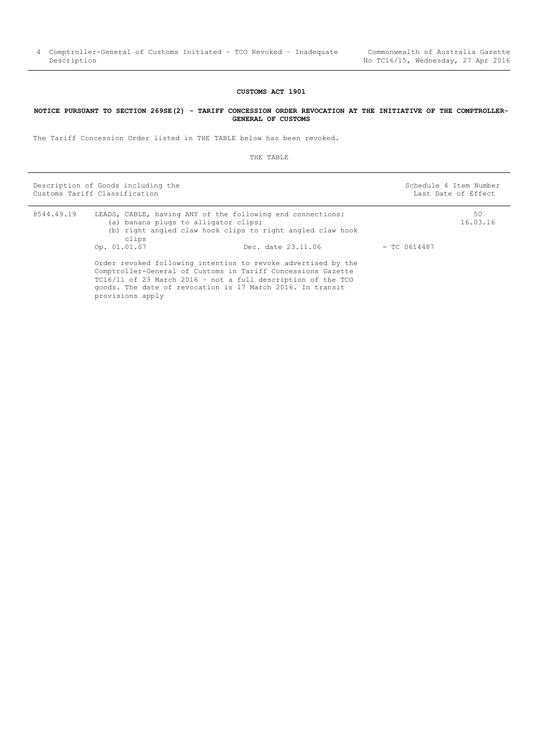**CUSTOMS ACT 1901**

**NOTICE PURSUANT TO SECTION 269SE(2) - TARIFF CONCESSION ORDER REVOCATION AT THE INITIATIVE OF THE COMPTROLLER-GENERAL OF CUSTOMS**

The Tariff Concession Order listed in THE TABLE below has been revoked.

THE TABLE

| Description of Goods including the Customs Tariff Classification | | | Schedule 4 Item Number Last Date of Effect |
|---|---|---|---|
| 8544.49.19 | LEADS, CABLE, having ANY of the following end connections:<br>(a) banana plugs to alligator clips;<br>(b) right angled claw hook clips to right angled claw hook clips<br>Op. 01.01.07 Dec. date 23.11.06<br><br>Order revoked following intention to revoke advertised by the Comptroller-General of Customs in Tariff Concessions Gazette TC16/11 of 23 March 2016 - not a full description of the TCO goods. The date of revocation is 17 March 2016. In transit provisions apply | - TC 0614487 | 50<br>16.03.16 |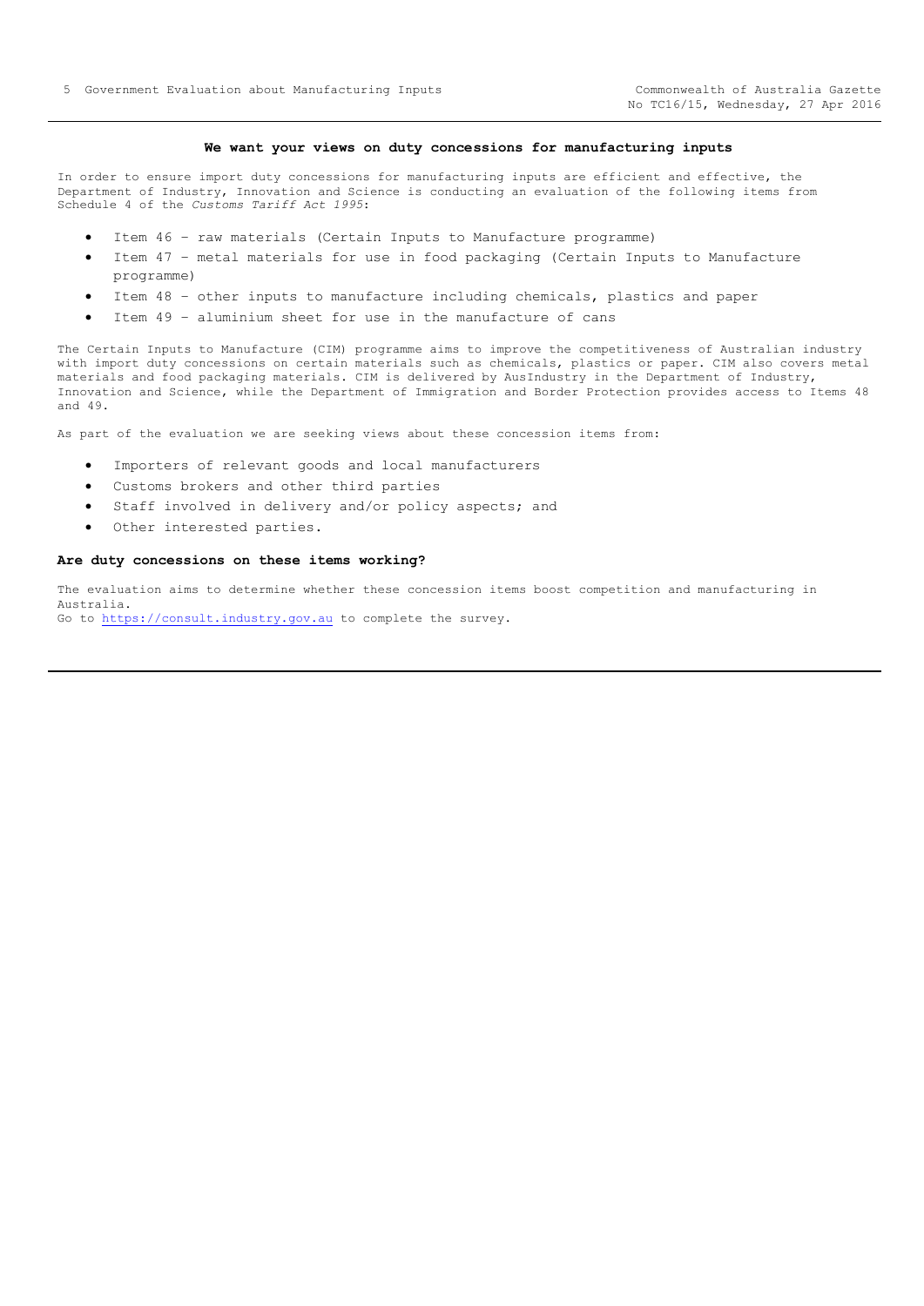## We want your views on duty concessions for manufacturing inputs

In order to ensure import duty concessions for manufacturing inputs are efficient and effective, the Department of Industry, Innovation and Science is conducting an evaluation of the following items from Schedule 4 of the *Customs Tariff Act 1995*:

- Item 46 – raw materials (Certain Inputs to Manufacture programme)
- Item 47 – metal materials for use in food packaging (Certain Inputs to Manufacture programme)
- Item 48 – other inputs to manufacture including chemicals, plastics and paper
- Item 49 – aluminium sheet for use in the manufacture of cans

The Certain Inputs to Manufacture (CIM) programme aims to improve the competitiveness of Australian industry with import duty concessions on certain materials such as chemicals, plastics or paper. CIM also covers metal materials and food packaging materials. CIM is delivered by AusIndustry in the Department of Industry, Innovation and Science, while the Department of Immigration and Border Protection provides access to Items 48 and 49.

As part of the evaluation we are seeking views about these concession items from:

- Importers of relevant goods and local manufacturers
- Customs brokers and other third parties
- Staff involved in delivery and/or policy aspects; and
- Other interested parties.

### Are duty concessions on these items working?

The evaluation aims to determine whether these concession items boost competition and manufacturing in Australia.

Go to https://consult.industry.gov.au to complete the survey.